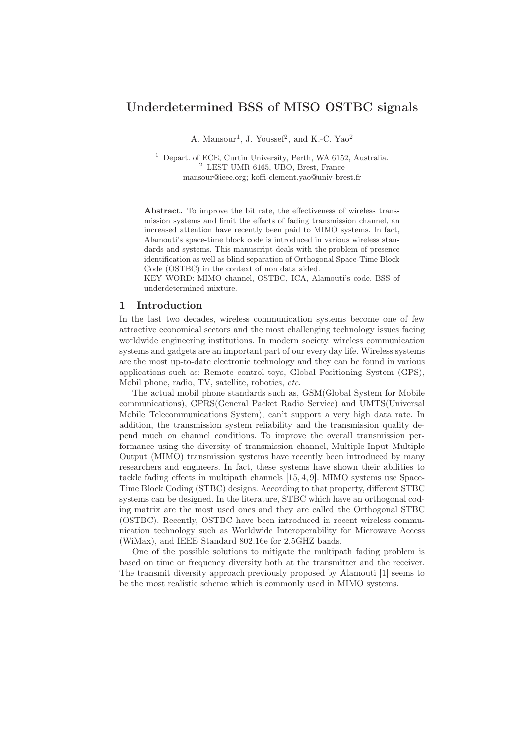# Underdetermined BSS of MISO OSTBC signals

A. Mansour[1], J. Youssef[2], and K.-C. Yao[2]

[1] Depart. of ECE, Curtin University, Perth, WA 6152, Australia.
[2] LEST UMR 6165, UBO, Brest, France
mansour@ieee.org; koffi-clement.yao@univ-brest.fr

**Abstract.** To improve the bit rate, the effectiveness of wireless transmission systems and limit the effects of fading transmission channel, an increased attention have recently been paid to MIMO systems. In fact, Alamouti's space-time block code is introduced in various wireless standards and systems. This manuscript deals with the problem of presence identification as well as blind separation of Orthogonal Space-Time Block Code (OSTBC) in the context of non data aided.
KEY WORD: MIMO channel, OSTBC, ICA, Alamouti's code, BSS of underdetermined mixture.

## 1 Introduction

In the last two decades, wireless communication systems become one of few attractive economical sectors and the most challenging technology issues facing worldwide engineering institutions. In modern society, wireless communication systems and gadgets are an important part of our every day life. Wireless systems are the most up-to-date electronic technology and they can be found in various applications such as: Remote control toys, Global Positioning System (GPS), Mobil phone, radio, TV, satellite, robotics, *etc.*

The actual mobil phone standards such as, GSM(Global System for Mobile communications), GPRS(General Packet Radio Service) and UMTS(Universal Mobile Telecommunications System), can't support a very high data rate. In addition, the transmission system reliability and the transmission quality depend much on channel conditions. To improve the overall transmission performance using the diversity of transmission channel, Multiple-Input Multiple Output (MIMO) transmission systems have recently been introduced by many researchers and engineers. In fact, these systems have shown their abilities to tackle fading effects in multipath channels [15, 4, 9]. MIMO systems use Space-Time Block Coding (STBC) designs. According to that property, different STBC systems can be designed. In the literature, STBC which have an orthogonal coding matrix are the most used ones and they are called the Orthogonal STBC (OSTBC). Recently, OSTBC have been introduced in recent wireless communication technology such as Worldwide Interoperability for Microwave Access (WiMax), and IEEE Standard 802.16e for 2.5GHZ bands.

One of the possible solutions to mitigate the multipath fading problem is based on time or frequency diversity both at the transmitter and the receiver. The transmit diversity approach previously proposed by Alamouti [1] seems to be the most realistic scheme which is commonly used in MIMO systems.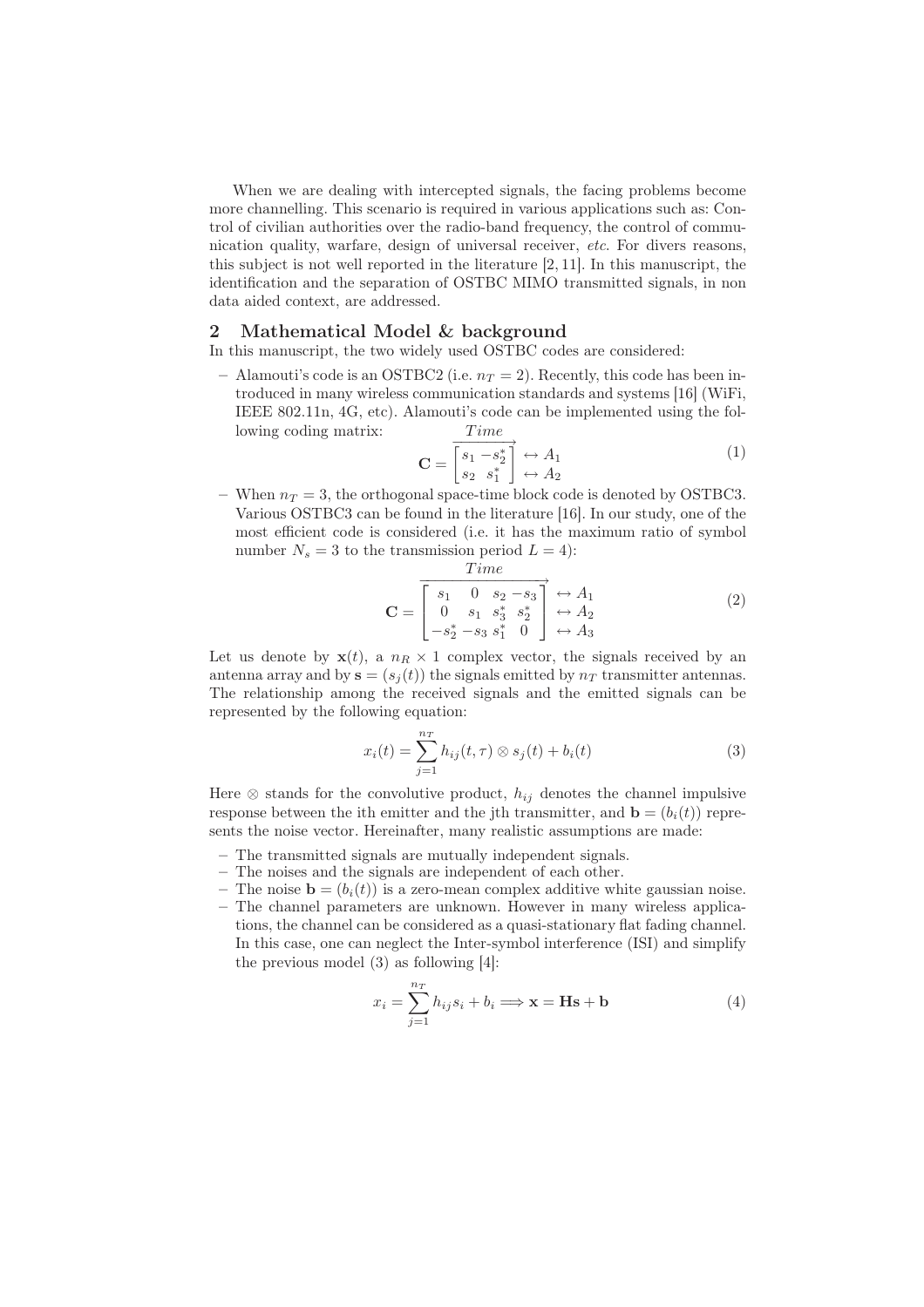When we are dealing with intercepted signals, the facing problems become more channelling. This scenario is required in various applications such as: Control of civilian authorities over the radio-band frequency, the control of communication quality, warfare, design of universal receiver, *etc.* For divers reasons, this subject is not well reported in the literature [2, 11]. In this manuscript, the identification and the separation of OSTBC MIMO transmitted signals, in non data aided context, are addressed.

## 2 Mathematical Model & background

In this manuscript, the two widely used OSTBC codes are considered:

- Alamouti's code is an OSTBC2 (i.e. $n_T = 2$). Recently, this code has been introduced in many wireless communication standards and systems [16] (WiFi, IEEE 802.11n, 4G, etc). Alamouti's code can be implemented using the following coding matrix:

$$\mathbf{C} = \overrightarrow{\begin{bmatrix} s_1 & -s_2^* \\ s_2 & s_1^* \end{bmatrix}}^{Time} \begin{matrix} \leftrightarrow A_1 \\ \leftrightarrow A_2 \end{matrix} \tag{1}$$

- When $n_T = 3$, the orthogonal space-time block code is denoted by OSTBC3. Various OSTBC3 can be found in the literature [16]. In our study, one of the most efficient code is considered (i.e. it has the maximum ratio of symbol number $N_s = 3$ to the transmission period $L = 4$):

$$\mathbf{C} = \overrightarrow{\begin{bmatrix} s_1 & 0 & s_2 & -s_3 \\ 0 & s_1 & s_3^* & s_2^* \\ -s_2^* & -s_3 & s_1^* & 0 \end{bmatrix}}^{Time} \begin{matrix} \leftrightarrow A_1 \\ \leftrightarrow A_2 \\ \leftrightarrow A_3 \end{matrix} \tag{2}$$

Let us denote by $\mathbf{x}(t)$, a $n_R \times 1$ complex vector, the signals received by an antenna array and by $\mathbf{s} = (s_j(t))$ the signals emitted by $n_T$ transmitter antennas. The relationship among the received signals and the emitted signals can be represented by the following equation:

$$x_i(t) = \sum_{j=1}^{n_T} h_{ij}(t, \tau) \otimes s_j(t) + b_i(t) \tag{3}$$

Here $\otimes$ stands for the convolutive product, $h_{ij}$ denotes the channel impulsive response between the ith emitter and the jth transmitter, and $\mathbf{b} = (b_i(t))$ represents the noise vector. Hereinafter, many realistic assumptions are made:

- The transmitted signals are mutually independent signals.
- The noises and the signals are independent of each other.
- The noise $\mathbf{b} = (b_i(t))$ is a zero-mean complex additive white gaussian noise.
- The channel parameters are unknown. However in many wireless applications, the channel can be considered as a quasi-stationary flat fading channel. In this case, one can neglect the Inter-symbol interference (ISI) and simplify the previous model (3) as following [4]:

$$x_i = \sum_{j=1}^{n_T} h_{ij} s_i + b_i \Longrightarrow \mathbf{x} = \mathbf{H}\mathbf{s} + \mathbf{b} \tag{4}$$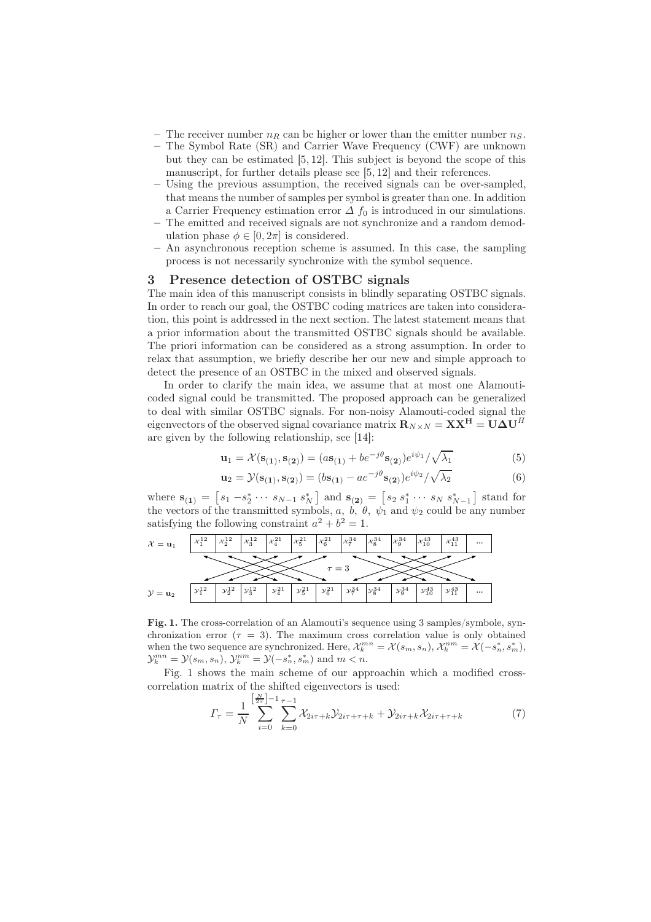- The receiver number $n_R$ can be higher or lower than the emitter number $n_S$.
- The Symbol Rate (SR) and Carrier Wave Frequency (CWF) are unknown but they can be estimated [5, 12]. This subject is beyond the scope of this manuscript, for further details please see [5, 12] and their references.
- Using the previous assumption, the received signals can be over-sampled, that means the number of samples per symbol is greater than one. In addition a Carrier Frequency estimation error $\Delta f_0$ is introduced in our simulations.
- The emitted and received signals are not synchronize and a random demodulation phase $\phi \in [0, 2\pi]$ is considered.
- An asynchronous reception scheme is assumed. In this case, the sampling process is not necessarily synchronize with the symbol sequence.

## 3 Presence detection of OSTBC signals

The main idea of this manuscript consists in blindly separating OSTBC signals. In order to reach our goal, the OSTBC coding matrices are taken into consideration, this point is addressed in the next section. The latest statement means that a prior information about the transmitted OSTBC signals should be available. The priori information can be considered as a strong assumption. In order to relax that assumption, we briefly describe her our new and simple approach to detect the presence of an OSTBC in the mixed and observed signals.

In order to clarify the main idea, we assume that at most one Alamouti-coded signal could be transmitted. The proposed approach can be generalized to deal with similar OSTBC signals. For non-noisy Alamouti-coded signal the eigenvectors of the observed signal covariance matrix $\mathbf{R}_{N\times N} = \mathbf{X}\mathbf{X}^{\mathbf{H}} = \mathbf{U}\mathbf{\Delta}\mathbf{U}^H$ are given by the following relationship, see [14]:

$$\mathbf{u}_1 = \mathcal{X}(\mathbf{s_{(1)}}, \mathbf{s_{(2)}}) = (a\mathbf{s_{(1)}} + be^{-j\theta}\mathbf{s_{(2)}})e^{i\psi_1}/\sqrt{\lambda_1} \tag{5}$$

$$\mathbf{u}_2 = \mathcal{Y}(\mathbf{s_{(1)}}, \mathbf{s_{(2)}}) = (b\mathbf{s_{(1)}} - ae^{-j\theta}\mathbf{s_{(2)}})e^{i\psi_2}/\sqrt{\lambda_2} \tag{6}$$

where $\mathbf{s_{(1)}} = \begin{bmatrix} s_1 & -s_2^* & \cdots & s_{N-1} & s_N^* \end{bmatrix}$ and $\mathbf{s_{(2)}} = \begin{bmatrix} s_2 & s_1^* & \cdots & s_N & s_{N-1}^* \end{bmatrix}$ stand for the vectors of the transmitted symbols, $a$, $b$, $\theta$, $\psi_1$ and $\psi_2$ could be any number satisfying the following constraint $a^2 + b^2 = 1$.

| $\mathcal{X} = \mathbf{u}_1$ | $\mathcal{X}_1^{12}$ | $\mathcal{X}_2^{12}$ | $\mathcal{X}_3^{12}$ | $\mathcal{X}_4^{21}$ | $\mathcal{X}_5^{21}$ | $\mathcal{X}_6^{21}$ | $\mathcal{X}_7^{34}$ | $\mathcal{X}_8^{34}$ | $\mathcal{X}_9^{34}$ | $\mathcal{X}_{10}^{43}$ | $\mathcal{X}_{11}^{43}$ | ... |
|---|---|---|---|---|---|---|---|---|---|---|---|---|
| | | | | | | $\tau = 3$ | | | | | | |
| $\mathcal{Y} = \mathbf{u}_2$ | $\mathcal{Y}_1^{12}$ | $\mathcal{Y}_2^{12}$ | $\mathcal{Y}_3^{12}$ | $\mathcal{Y}_4^{21}$ | $\mathcal{Y}_5^{21}$ | $\mathcal{Y}_6^{21}$ | $\mathcal{Y}_7^{34}$ | $\mathcal{Y}_8^{34}$ | $\mathcal{Y}_9^{34}$ | $\mathcal{Y}_{10}^{43}$ | $\mathcal{Y}_{11}^{43}$ | ... |

**Fig. 1.** The cross-correlation of an Alamouti's sequence using 3 samples/symbole, synchronization error ($\tau = 3$). The maximum cross correlation value is only obtained when the two sequence are synchronized. Here, $\mathcal{X}_k^{mn} = \mathcal{X}(s_m, s_n)$, $\mathcal{X}_k^{nm} = \mathcal{X}(-s_n^*, s_m^*)$, $\mathcal{Y}_k^{mn} = \mathcal{Y}(s_m, s_n)$, $\mathcal{Y}_k^{nm} = \mathcal{Y}(-s_n^*, s_m^*)$ and $m < n$.

Fig. 1 shows the main scheme of our approachin which a modified cross-correlation matrix of the shifted eigenvectors is used:

$$\Gamma_\tau = \frac{1}{N} \sum_{i=0}^{\left[\frac{N}{2\tau}\right]-1} \sum_{k=0}^{\tau-1} \mathcal{X}_{2i\tau+k}\mathcal{Y}_{2i\tau+\tau+k} + \mathcal{Y}_{2i\tau+k}\mathcal{X}_{2i\tau+\tau+k} \tag{7}$$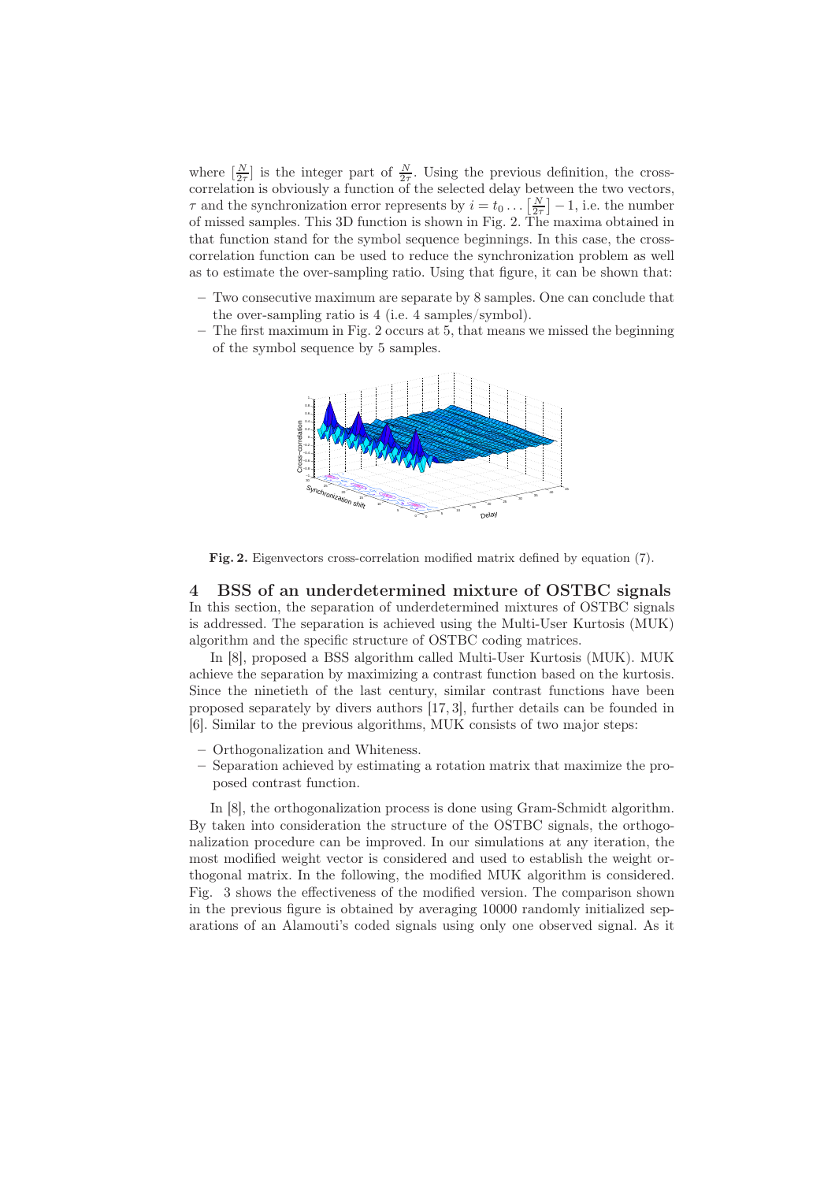where $[\frac{N}{2\tau}]$ is the integer part of $\frac{N}{2\tau}$. Using the previous definition, the cross-correlation is obviously a function of the selected delay between the two vectors, $\tau$ and the synchronization error represents by $i = t_0 \dots [\frac{N}{2\tau}] - 1$, i.e. the number of missed samples. This 3D function is shown in Fig. 2. The maxima obtained in that function stand for the symbol sequence beginnings. In this case, the cross-correlation function can be used to reduce the synchronization problem as well as to estimate the over-sampling ratio. Using that figure, it can be shown that:

– Two consecutive maximum are separate by 8 samples. One can conclude that the over-sampling ratio is 4 (i.e. 4 samples/symbol).
– The first maximum in Fig. 2 occurs at 5, that means we missed the beginning of the symbol sequence by 5 samples.

**Fig. 2.** Eigenvectors cross-correlation modified matrix defined by equation (7).

## 4 BSS of an underdetermined mixture of OSTBC signals

In this section, the separation of underdetermined mixtures of OSTBC signals is addressed. The separation is achieved using the Multi-User Kurtosis (MUK) algorithm and the specific structure of OSTBC coding matrices.

In [8], proposed a BSS algorithm called Multi-User Kurtosis (MUK). MUK achieve the separation by maximizing a contrast function based on the kurtosis. Since the ninetieth of the last century, similar contrast functions have been proposed separately by divers authors [17, 3], further details can be founded in [6]. Similar to the previous algorithms, MUK consists of two major steps:

– Orthogonalization and Whiteness.
– Separation achieved by estimating a rotation matrix that maximize the proposed contrast function.

In [8], the orthogonalization process is done using Gram-Schmidt algorithm. By taken into consideration the structure of the OSTBC signals, the orthogonalization procedure can be improved. In our simulations at any iteration, the most modified weight vector is considered and used to establish the weight orthogonal matrix. In the following, the modified MUK algorithm is considered. Fig. 3 shows the effectiveness of the modified version. The comparison shown in the previous figure is obtained by averaging 10000 randomly initialized separations of an Alamouti's coded signals using only one observed signal. As it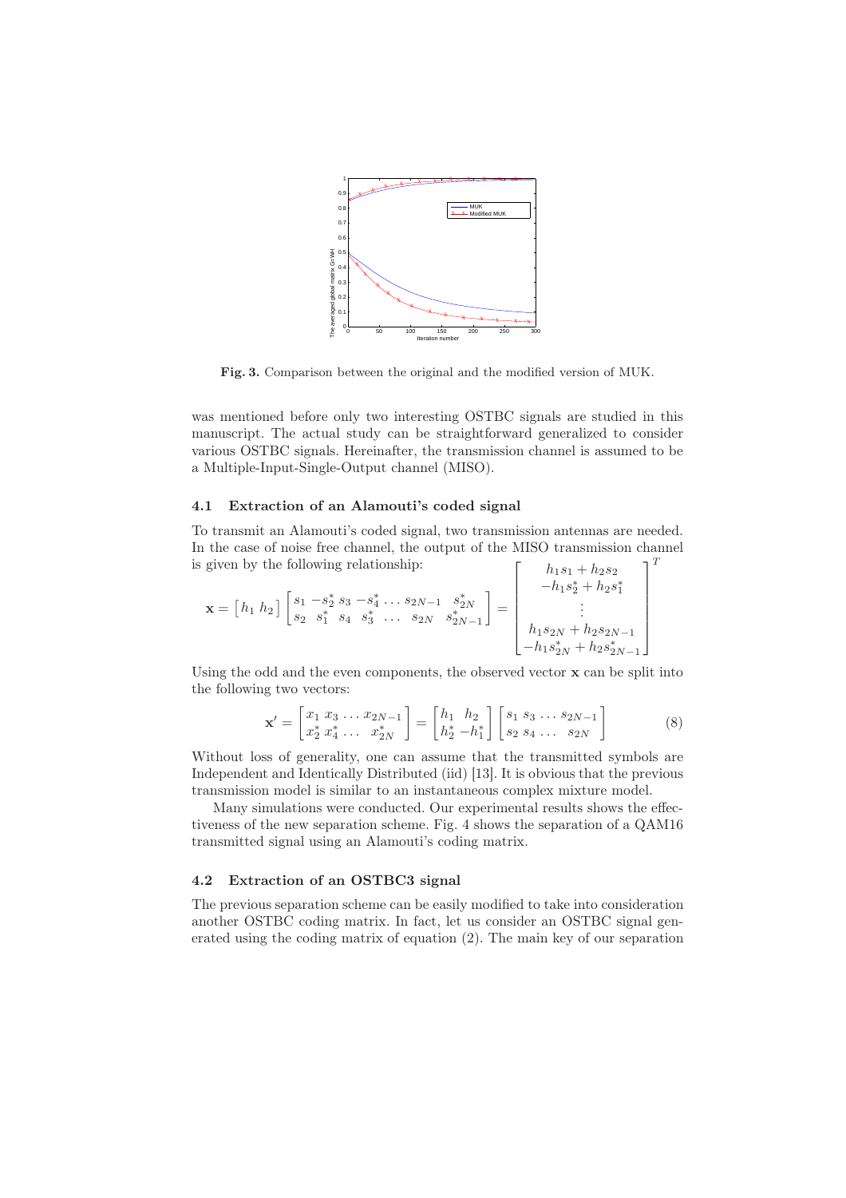**Fig. 3.** Comparison between the original and the modified version of MUK.

was mentioned before only two interesting OSTBC signals are studied in this manuscript. The actual study can be straightforward generalized to consider various OSTBC signals. Hereinafter, the transmission channel is assumed to be a Multiple-Input-Single-Output channel (MISO).

### 4.1 Extraction of an Alamouti's coded signal

To transmit an Alamouti's coded signal, two transmission antennas are needed. In the case of noise free channel, the output of the MISO transmission channel is given by the following relationship:

$$\mathbf{x} = \begin{bmatrix} h_1 \ h_2 \end{bmatrix} \begin{bmatrix} s_1 & -s_2^* & s_3 & -s_4^* & \dots & s_{2N-1} & s_{2N}^* \\ s_2 & s_1^* & s_4 & s_3^* & \dots & s_{2N} & s_{2N-1}^* \end{bmatrix} = \begin{bmatrix} h_1 s_1 + h_2 s_2 \\ -h_1 s_2^* + h_2 s_1^* \\ \vdots \\ h_1 s_{2N} + h_2 s_{2N-1} \\ -h_1 s_{2N}^* + h_2 s_{2N-1}^* \end{bmatrix}^T$$

Using the odd and the even components, the observed vector $\mathbf{x}$ can be split into the following two vectors:

$$\mathbf{x}' = \begin{bmatrix} x_1 \ x_3 \ \dots \ x_{2N-1} \\ x_2^* \ x_4^* \ \dots \ \ x_{2N}^* \end{bmatrix} = \begin{bmatrix} h_1 & h_2 \\ h_2^* & -h_1^* \end{bmatrix} \begin{bmatrix} s_1 \ s_3 \ \dots \ s_{2N-1} \\ s_2 \ s_4 \ \dots \ \ s_{2N} \end{bmatrix} \tag{8}$$

Without loss of generality, one can assume that the transmitted symbols are Independent and Identically Distributed (iid) [13]. It is obvious that the previous transmission model is similar to an instantaneous complex mixture model.

Many simulations were conducted. Our experimental results shows the effectiveness of the new separation scheme. Fig. 4 shows the separation of a QAM16 transmitted signal using an Alamouti's coding matrix.

### 4.2 Extraction of an OSTBC3 signal

The previous separation scheme can be easily modified to take into consideration another OSTBC coding matrix. In fact, let us consider an OSTBC signal generated using the coding matrix of equation (2). The main key of our separation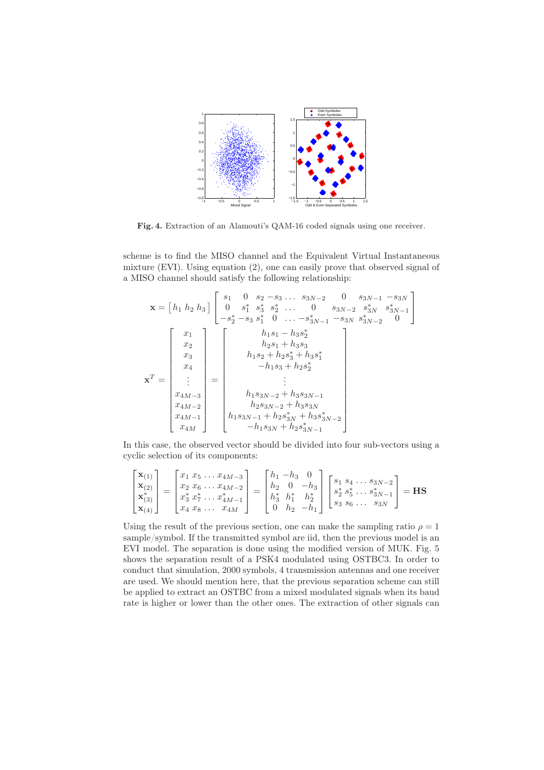**Fig. 4.** Extraction of an Alamouti's QAM-16 coded signals using one receiver.

scheme is to find the MISO channel and the Equivalent Virtual Instantaneous mixture (EVI). Using equation (2), one can easily prove that observed signal of a MISO channel should satisfy the following relationship:

$$\mathbf{x} = \begin{bmatrix} h_1 \ h_2 \ h_3 \end{bmatrix} \begin{bmatrix} s_1 & 0 & s_2 & -s_3 & \dots & s_{3N-2} & 0 & s_{3N-1} & -s_{3N} \\ 0 & s_1^* & s_3^* & s_2^* & \dots & 0 & s_{3N-2} & s_{3N}^* & s_{3N-1}^* \\ -s_2^* & -s_3 & s_1^* & 0 & \dots & -s_{3N-1}^* & -s_{3N} & s_{3N-2}^* & 0 \end{bmatrix}$$

$$\mathbf{x}^T = \begin{bmatrix} x_1 \\ x_2 \\ x_3 \\ x_4 \\ \vdots \\ x_{4M-3} \\ x_{4M-2} \\ x_{4M-1} \\ x_{4M} \end{bmatrix} = \begin{bmatrix} h_1 s_1 - h_3 s_2^* \\ h_2 s_1 + h_3 s_3 \\ h_1 s_2 + h_2 s_3^* + h_3 s_1^* \\ -h_1 s_3 + h_2 s_2^* \\ \vdots \\ h_1 s_{3N-2} + h_3 s_{3N-1} \\ h_2 s_{3N-2} + h_3 s_{3N} \\ h_1 s_{3N-1} + h_2 s_{3N}^* + h_3 s_{3N-2}^* \\ -h_1 s_{3N} + h_2 s_{3N-1}^* \end{bmatrix}$$

In this case, the observed vector should be divided into four sub-vectors using a cyclic selection of its components:

$$\begin{bmatrix} \mathbf{x}_{(1)} \\ \mathbf{x}_{(2)} \\ \mathbf{x}_{(3)}^* \\ \mathbf{x}_{(4)} \end{bmatrix} = \begin{bmatrix} x_1 \ x_5 \ \dots \ x_{4M-3} \\ x_2 \ x_6 \ \dots \ x_{4M-2} \\ x_3^* \ x_7^* \ \dots \ x_{4M-1}^* \\ x_4 \ x_8 \ \dots \ \ x_{4M} \end{bmatrix} = \begin{bmatrix} h_1 & -h_3 & 0 \\ h_2 & 0 & -h_3 \\ h_3^* & h_1^* & h_2^* \\ 0 & h_2 & -h_1 \end{bmatrix} \begin{bmatrix} s_1 \ s_4 \ \dots \ s_{3N-2} \\ s_2^* \ s_5^* \ \dots \ s_{3N-1}^* \\ s_3 \ s_6 \ \dots \ \ s_{3N} \end{bmatrix} = \mathbf{HS}$$

Using the result of the previous section, one can make the sampling ratio $\rho = 1$ sample/symbol. If the transmitted symbol are iid, then the previous model is an EVI model. The separation is done using the modified version of MUK. Fig. 5 shows the separation result of a PSK4 modulated using OSTBC3. In order to conduct that simulation, 2000 symbols, 4 transmission antennas and one receiver are used. We should mention here, that the previous separation scheme can still be applied to extract an OSTBC from a mixed modulated signals when its baud rate is higher or lower than the other ones. The extraction of other signals can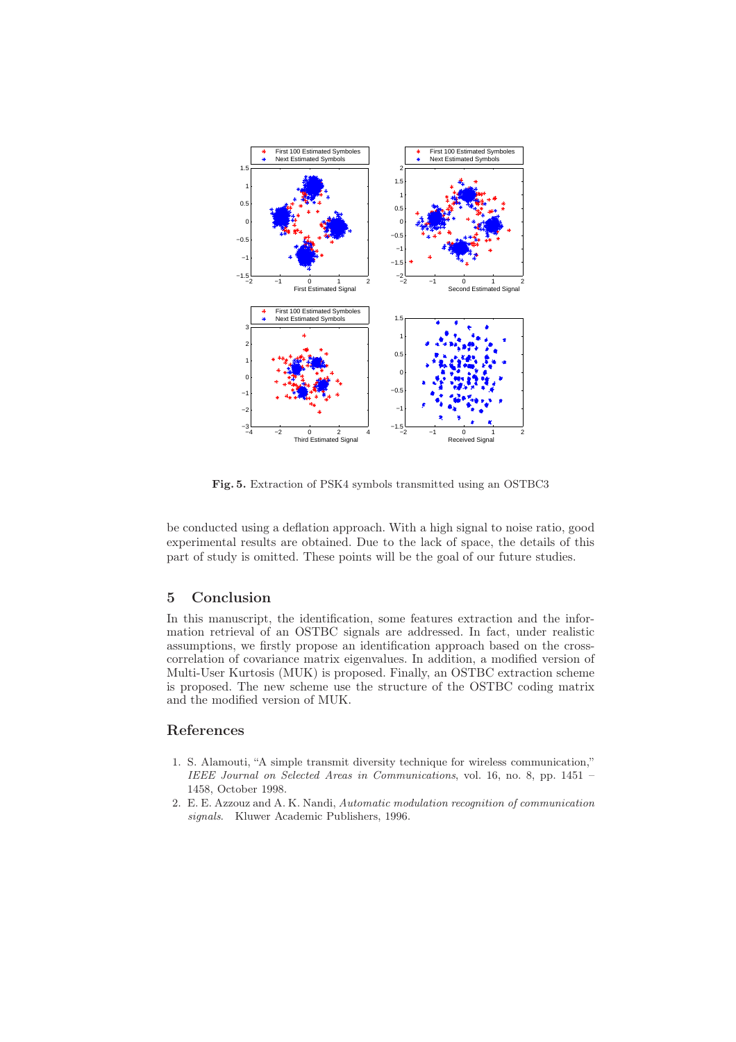**Fig. 5.** Extraction of PSK4 symbols transmitted using an OSTBC3

be conducted using a deflation approach. With a high signal to noise ratio, good experimental results are obtained. Due to the lack of space, the details of this part of study is omitted. These points will be the goal of our future studies.

## 5 Conclusion

In this manuscript, the identification, some features extraction and the information retrieval of an OSTBC signals are addressed. In fact, under realistic assumptions, we firstly propose an identification approach based on the cross-correlation of covariance matrix eigenvalues. In addition, a modified version of Multi-User Kurtosis (MUK) is proposed. Finally, an OSTBC extraction scheme is proposed. The new scheme use the structure of the OSTBC coding matrix and the modified version of MUK.

## References

1. S. Alamouti, "A simple transmit diversity technique for wireless communication," *IEEE Journal on Selected Areas in Communications*, vol. 16, no. 8, pp. 1451 – 1458, October 1998.
2. E. E. Azzouz and A. K. Nandi, *Automatic modulation recognition of communication signals*. Kluwer Academic Publishers, 1996.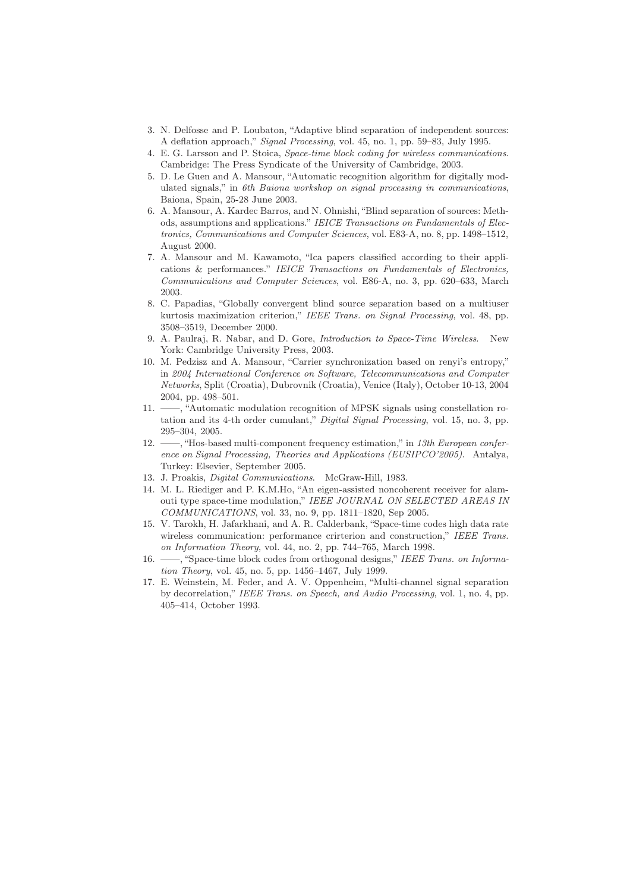3. N. Delfosse and P. Loubaton, "Adaptive blind separation of independent sources: A deflation approach," *Signal Processing*, vol. 45, no. 1, pp. 59–83, July 1995.
4. E. G. Larsson and P. Stoica, *Space-time block coding for wireless communications*. Cambridge: The Press Syndicate of the University of Cambridge, 2003.
5. D. Le Guen and A. Mansour, "Automatic recognition algorithm for digitally modulated signals," in *6th Baiona workshop on signal processing in communications*, Baiona, Spain, 25-28 June 2003.
6. A. Mansour, A. Kardec Barros, and N. Ohnishi, "Blind separation of sources: Methods, assumptions and applications." *IEICE Transactions on Fundamentals of Electronics, Communications and Computer Sciences*, vol. E83-A, no. 8, pp. 1498–1512, August 2000.
7. A. Mansour and M. Kawamoto, "Ica papers classified according to their applications & performances." *IEICE Transactions on Fundamentals of Electronics, Communications and Computer Sciences*, vol. E86-A, no. 3, pp. 620–633, March 2003.
8. C. Papadias, "Globally convergent blind source separation based on a multiuser kurtosis maximization criterion," *IEEE Trans. on Signal Processing*, vol. 48, pp. 3508–3519, December 2000.
9. A. Paulraj, R. Nabar, and D. Gore, *Introduction to Space-Time Wireless*. New York: Cambridge University Press, 2003.
10. M. Pedzisz and A. Mansour, "Carrier synchronization based on renyi's entropy," in *2004 International Conference on Software, Telecommunications and Computer Networks*, Split (Croatia), Dubrovnik (Croatia), Venice (Italy), October 10-13, 2004 2004, pp. 498–501.
11. ——, "Automatic modulation recognition of MPSK signals using constellation rotation and its 4-th order cumulant," *Digital Signal Processing*, vol. 15, no. 3, pp. 295–304, 2005.
12. ——, "Hos-based multi-component frequency estimation," in *13th European conference on Signal Processing, Theories and Applications (EUSIPCO'2005)*. Antalya, Turkey: Elsevier, September 2005.
13. J. Proakis, *Digital Communications*. McGraw-Hill, 1983.
14. M. L. Riediger and P. K.M.Ho, "An eigen-assisted noncoherent receiver for alamouti type space-time modulation," *IEEE JOURNAL ON SELECTED AREAS IN COMMUNICATIONS*, vol. 33, no. 9, pp. 1811–1820, Sep 2005.
15. V. Tarokh, H. Jafarkhani, and A. R. Calderbank, "Space-time codes high data rate wireless communication: performance crirterion and construction," *IEEE Trans. on Information Theory*, vol. 44, no. 2, pp. 744–765, March 1998.
16. ——, "Space-time block codes from orthogonal designs," *IEEE Trans. on Information Theory*, vol. 45, no. 5, pp. 1456–1467, July 1999.
17. E. Weinstein, M. Feder, and A. V. Oppenheim, "Multi-channel signal separation by decorrelation," *IEEE Trans. on Speech, and Audio Processing*, vol. 1, no. 4, pp. 405–414, October 1993.